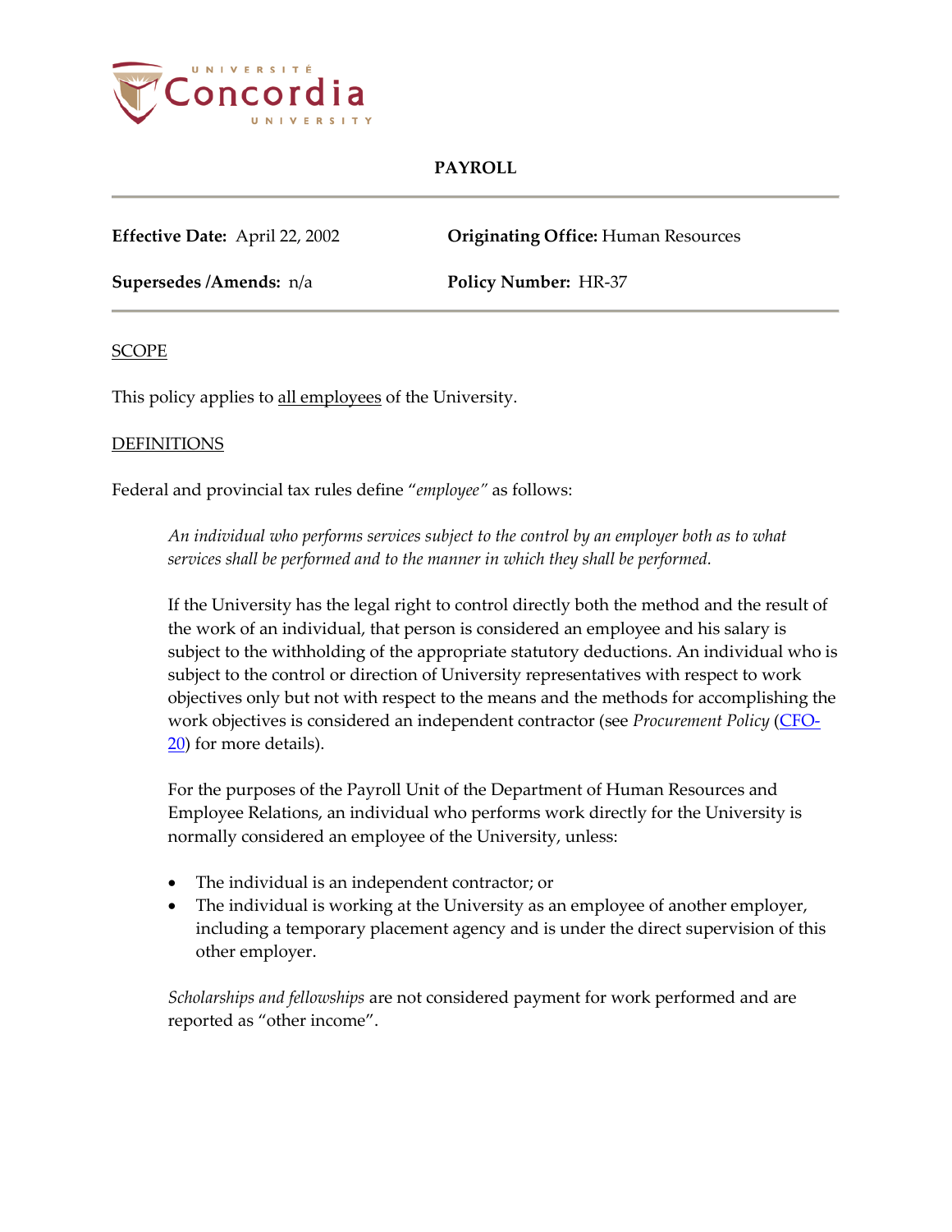# PAYROLL

**Effective Date:** April 22, 2002

**Originating Office:** Human Resources

**Supersedes /Amends:** n/a

**Policy Number:** HR-37

## SCOPE

This policy applies to all employees of the University.

## DEFINITIONS

Federal and provincial tax rules define "*employee*" as follows:

> *An individual who performs services subject to the control by an employer both as to what services shall be performed and to the manner in which they shall be performed.*
>
> If the University has the legal right to control directly both the method and the result of the work of an individual, that person is considered an employee and his salary is subject to the withholding of the appropriate statutory deductions. An individual who is subject to the control or direction of University representatives with respect to work objectives only but not with respect to the means and the methods for accomplishing the work objectives is considered an independent contractor (see *Procurement Policy* (CFO-20) for more details).
>
> For the purposes of the Payroll Unit of the Department of Human Resources and Employee Relations, an individual who performs work directly for the University is normally considered an employee of the University, unless:
>
> - The individual is an independent contractor; or
> - The individual is working at the University as an employee of another employer, including a temporary placement agency and is under the direct supervision of this other employer.
>
> *Scholarships and fellowships* are not considered payment for work performed and are reported as "other income".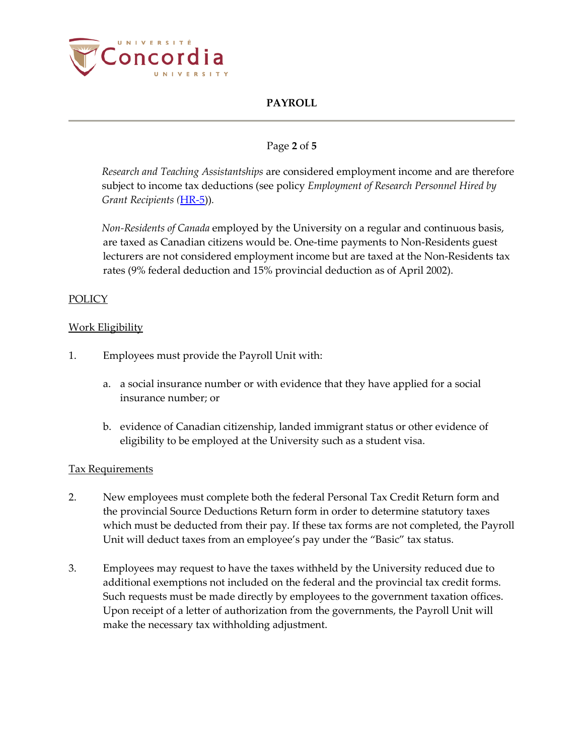*Research and Teaching Assistantships* are considered employment income and are therefore subject to income tax deductions (see policy *Employment of Research Personnel Hired by Grant Recipients* (HR-5)).

*Non-Residents of Canada* employed by the University on a regular and continuous basis, are taxed as Canadian citizens would be. One-time payments to Non-Residents guest lecturers are not considered employment income but are taxed at the Non-Residents tax rates (9% federal deduction and 15% provincial deduction as of April 2002).

## POLICY

### Work Eligibility

1. Employees must provide the Payroll Unit with:

    a. a social insurance number or with evidence that they have applied for a social insurance number; or

    b. evidence of Canadian citizenship, landed immigrant status or other evidence of eligibility to be employed at the University such as a student visa.

### Tax Requirements

2. New employees must complete both the federal Personal Tax Credit Return form and the provincial Source Deductions Return form in order to determine statutory taxes which must be deducted from their pay. If these tax forms are not completed, the Payroll Unit will deduct taxes from an employee's pay under the "Basic" tax status.

3. Employees may request to have the taxes withheld by the University reduced due to additional exemptions not included on the federal and the provincial tax credit forms. Such requests must be made directly by employees to the government taxation offices. Upon receipt of a letter of authorization from the governments, the Payroll Unit will make the necessary tax withholding adjustment.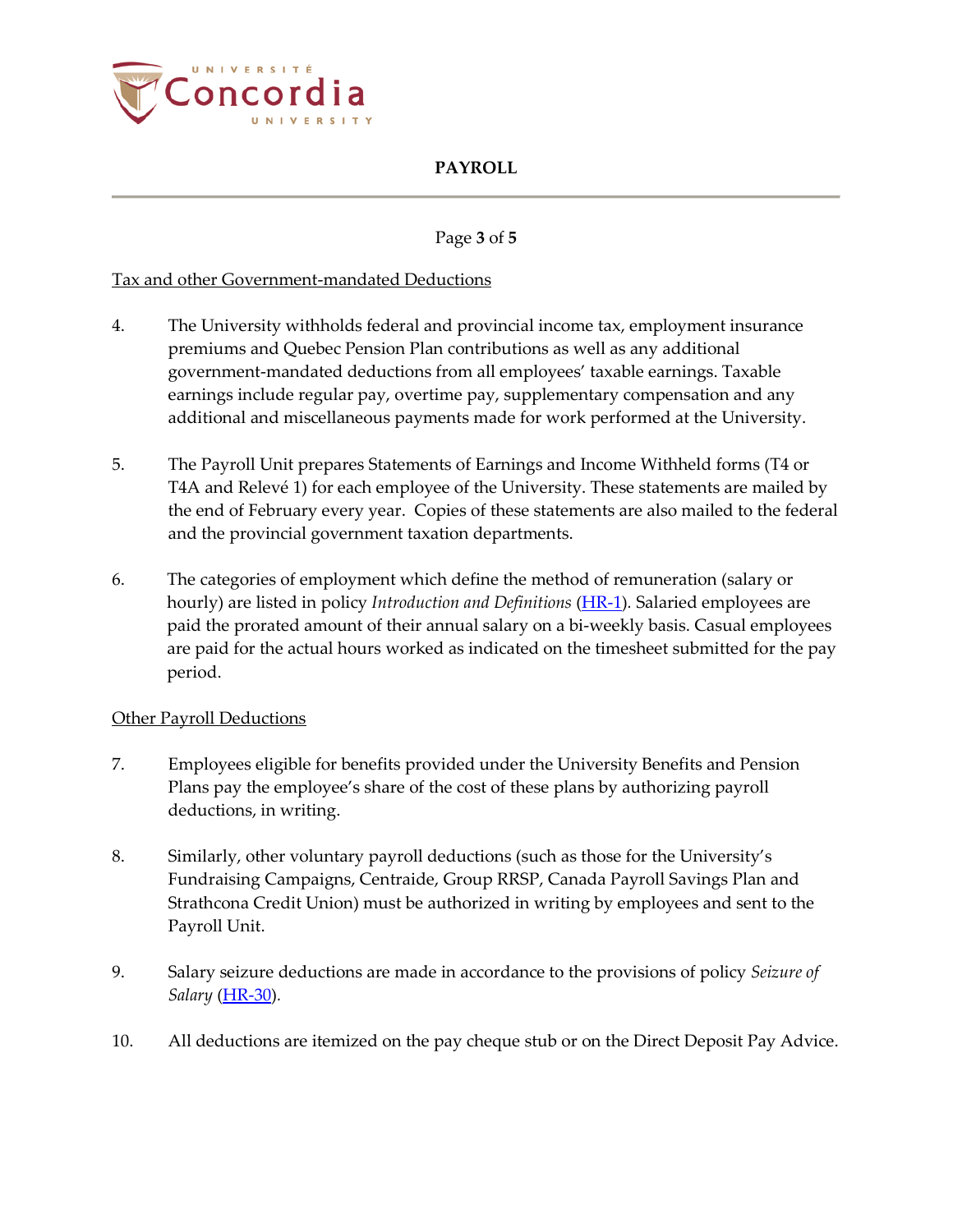Tax and other Government-mandated Deductions

4. The University withholds federal and provincial income tax, employment insurance premiums and Quebec Pension Plan contributions as well as any additional government-mandated deductions from all employees' taxable earnings. Taxable earnings include regular pay, overtime pay, supplementary compensation and any additional and miscellaneous payments made for work performed at the University.

5. The Payroll Unit prepares Statements of Earnings and Income Withheld forms (T4 or T4A and Relevé 1) for each employee of the University. These statements are mailed by the end of February every year. Copies of these statements are also mailed to the federal and the provincial government taxation departments.

6. The categories of employment which define the method of remuneration (salary or hourly) are listed in policy *Introduction and Definitions* (HR-1). Salaried employees are paid the prorated amount of their annual salary on a bi-weekly basis. Casual employees are paid for the actual hours worked as indicated on the timesheet submitted for the pay period.

Other Payroll Deductions

7. Employees eligible for benefits provided under the University Benefits and Pension Plans pay the employee's share of the cost of these plans by authorizing payroll deductions, in writing.

8. Similarly, other voluntary payroll deductions (such as those for the University's Fundraising Campaigns, Centraide, Group RRSP, Canada Payroll Savings Plan and Strathcona Credit Union) must be authorized in writing by employees and sent to the Payroll Unit.

9. Salary seizure deductions are made in accordance to the provisions of policy *Seizure of Salary* (HR-30).

10. All deductions are itemized on the pay cheque stub or on the Direct Deposit Pay Advice.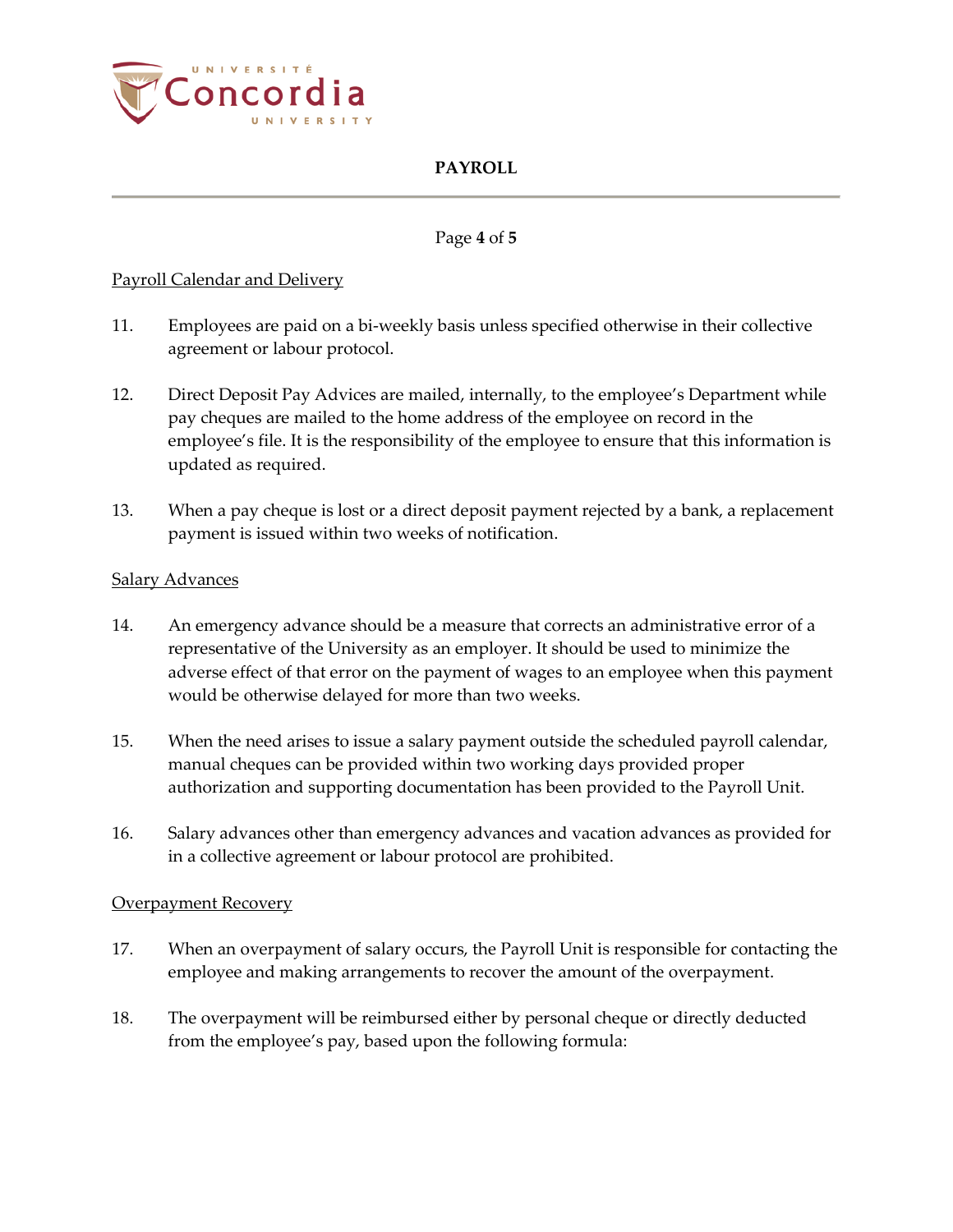Payroll Calendar and Delivery

11. Employees are paid on a bi-weekly basis unless specified otherwise in their collective agreement or labour protocol.

12. Direct Deposit Pay Advices are mailed, internally, to the employee's Department while pay cheques are mailed to the home address of the employee on record in the employee's file. It is the responsibility of the employee to ensure that this information is updated as required.

13. When a pay cheque is lost or a direct deposit payment rejected by a bank, a replacement payment is issued within two weeks of notification.

Salary Advances

14. An emergency advance should be a measure that corrects an administrative error of a representative of the University as an employer. It should be used to minimize the adverse effect of that error on the payment of wages to an employee when this payment would be otherwise delayed for more than two weeks.

15. When the need arises to issue a salary payment outside the scheduled payroll calendar, manual cheques can be provided within two working days provided proper authorization and supporting documentation has been provided to the Payroll Unit.

16. Salary advances other than emergency advances and vacation advances as provided for in a collective agreement or labour protocol are prohibited.

Overpayment Recovery

17. When an overpayment of salary occurs, the Payroll Unit is responsible for contacting the employee and making arrangements to recover the amount of the overpayment.

18. The overpayment will be reimbursed either by personal cheque or directly deducted from the employee's pay, based upon the following formula: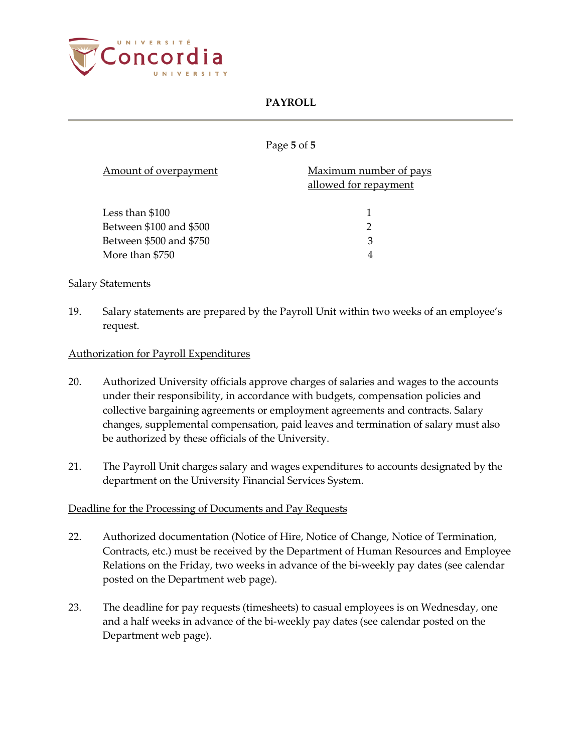| Amount of overpayment | Maximum number of pays allowed for repayment |
|---|---|
| Less than $100 | 1 |
| Between $100 and $500 | 2 |
| Between $500 and $750 | 3 |
| More than $750 | 4 |

## Salary Statements

19. Salary statements are prepared by the Payroll Unit within two weeks of an employee's request.

## Authorization for Payroll Expenditures

20. Authorized University officials approve charges of salaries and wages to the accounts under their responsibility, in accordance with budgets, compensation policies and collective bargaining agreements or employment agreements and contracts. Salary changes, supplemental compensation, paid leaves and termination of salary must also be authorized by these officials of the University.

21. The Payroll Unit charges salary and wages expenditures to accounts designated by the department on the University Financial Services System.

## Deadline for the Processing of Documents and Pay Requests

22. Authorized documentation (Notice of Hire, Notice of Change, Notice of Termination, Contracts, etc.) must be received by the Department of Human Resources and Employee Relations on the Friday, two weeks in advance of the bi-weekly pay dates (see calendar posted on the Department web page).

23. The deadline for pay requests (timesheets) to casual employees is on Wednesday, one and a half weeks in advance of the bi-weekly pay dates (see calendar posted on the Department web page).